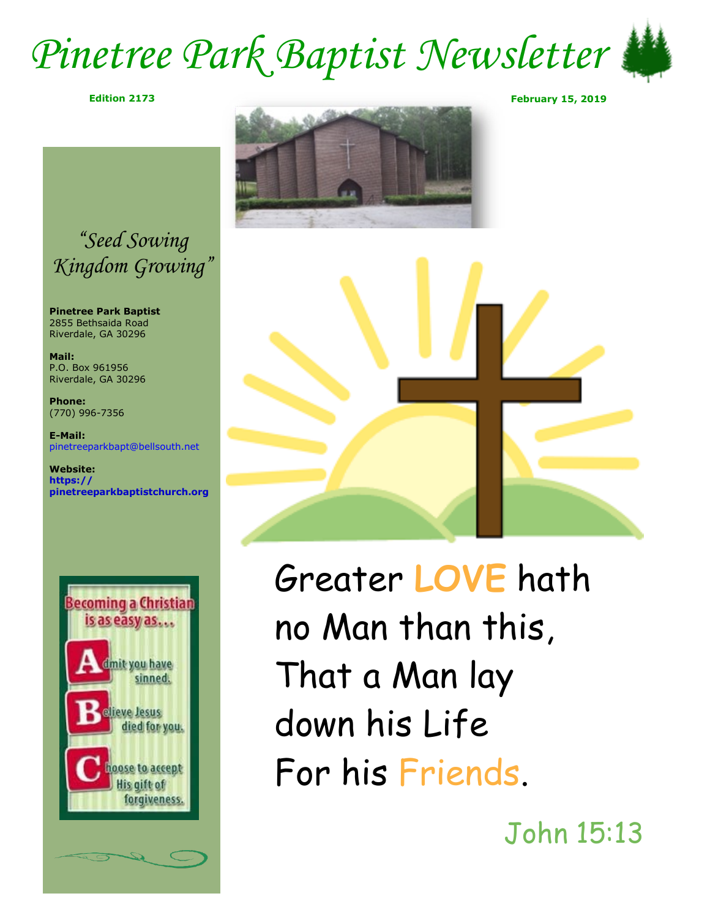# Pinetree Park Baptist Newsletter

**Edition 2173** **February 15, 2019**

*"Seed Sowing Kingdom Growing"*

**Pinetree Park Baptist**
2855 Bethsaida Road
Riverdale, GA 30296

**Mail:**
P.O. Box 961956
Riverdale, GA 30296

**Phone:**
(770) 996-7356

**E-Mail:**
pinetreeparkbapt@bellsouth.net

**Website:**
**https://pinetreeparkbaptistchurch.org**

Becoming a Christian is as easy as…

**A**dmit you have sinned.

**B**elieve Jesus died for you.

**C**hoose to accept His gift of forgiveness.

Greater LOVE hath no Man than this, That a Man lay down his Life For his Friends.

John 15:13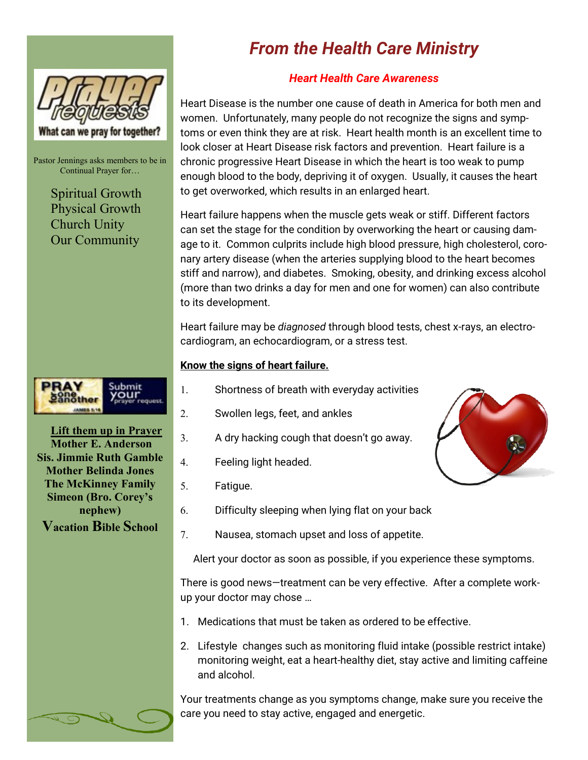Pastor Jennings asks members to be in Continual Prayer for…

Spiritual Growth
Physical Growth
Church Unity
Our Community

**Lift them up in Prayer**

**Mother E. Anderson**
**Sis. Jimmie Ruth Gamble**
**Mother Belinda Jones**
**The McKinney Family**
**Simeon (Bro. Corey's nephew)**
**Vacation Bible School**

# *From the Health Care Ministry*

### *Heart Health Care Awareness*

Heart Disease is the number one cause of death in America for both men and women. Unfortunately, many people do not recognize the signs and symptoms or even think they are at risk. Heart health month is an excellent time to look closer at Heart Disease risk factors and prevention. Heart failure is a chronic progressive Heart Disease in which the heart is too weak to pump enough blood to the body, depriving it of oxygen. Usually, it causes the heart to get overworked, which results in an enlarged heart.

Heart failure happens when the muscle gets weak or stiff. Different factors can set the stage for the condition by overworking the heart or causing damage to it. Common culprits include high blood pressure, high cholesterol, coronary artery disease (when the arteries supplying blood to the heart becomes stiff and narrow), and diabetes. Smoking, obesity, and drinking excess alcohol (more than two drinks a day for men and one for women) can also contribute to its development.

Heart failure may be *diagnosed* through blood tests, chest x-rays, an electrocardiogram, an echocardiogram, or a stress test.

**Know the signs of heart failure.**

1. Shortness of breath with everyday activities
2. Swollen legs, feet, and ankles
3. A dry hacking cough that doesn't go away.
4. Feeling light headed.
5. Fatigue.
6. Difficulty sleeping when lying flat on your back
7. Nausea, stomach upset and loss of appetite.

Alert your doctor as soon as possible, if you experience these symptoms.

There is good news—treatment can be very effective. After a complete work-up your doctor may chose …

1. Medications that must be taken as ordered to be effective.
2. Lifestyle changes such as monitoring fluid intake (possible restrict intake) monitoring weight, eat a heart-healthy diet, stay active and limiting caffeine and alcohol.

Your treatments change as you symptoms change, make sure you receive the care you need to stay active, engaged and energetic.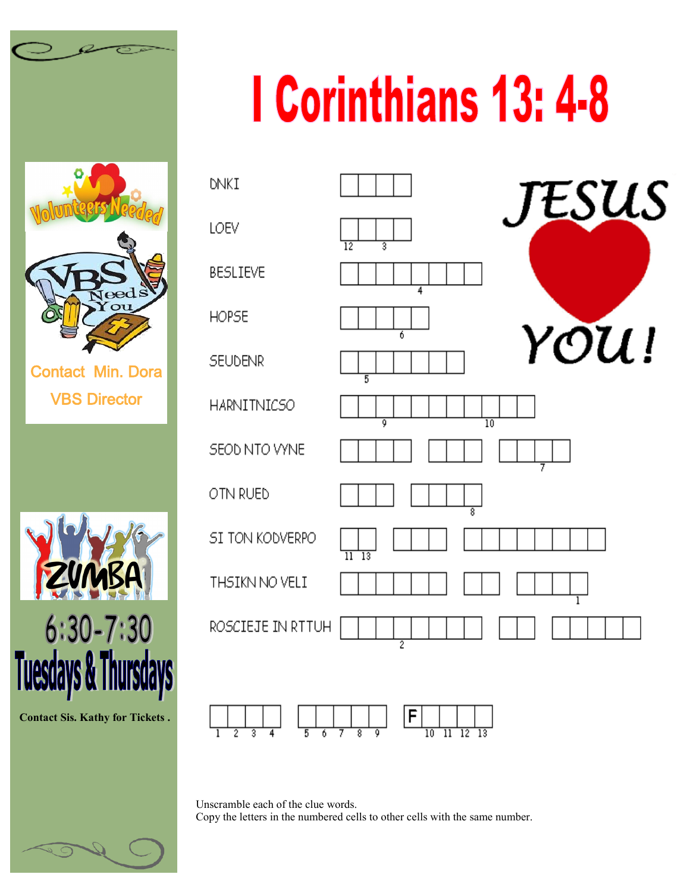# I Corinthians 13: 4-8

| Clue | Boxes |
| --- | --- |
| DNKI | □□□□ |
| LOEV | □□□□ (12, 3) |
| BESLIEVE | □□□□□□□□ (4) |
| HOPSE | □□□□□ (6) |
| SEUDENR | □□□□□□□ (5) |
| HARNITNICSO | □□□□□□□□□□□ (9, 10) |
| SEOD NTO VYNE | □□□□ □□□ □□□□ (7) |
| OTN RUED | □□□ □□□□ (8) |
| SI TON KODVERPO | □□ □□□ □□□□□□□□ (11, 13) |
| THSIKN NO VELI | □□□□□□ □□ □□□□ (1) |
| ROSCIEJE IN RTTUH | □□□□□□□□ □□ □□□□□ (2) |

JESUS ♥ YOU!

□□□□ (1 2 3 4)   □□□□□ (5 6 7 8 9)   F□□□□ (10 11 12 13)

Unscramble each of the clue words.
Copy the letters in the numbered cells to other cells with the same number.

Volunteers Needed
VBS Needs You
Contact Min. Dora
VBS Director

ZUMBA
6:30-7:30
Tuesdays & Thursdays
**Contact Sis. Kathy for Tickets .**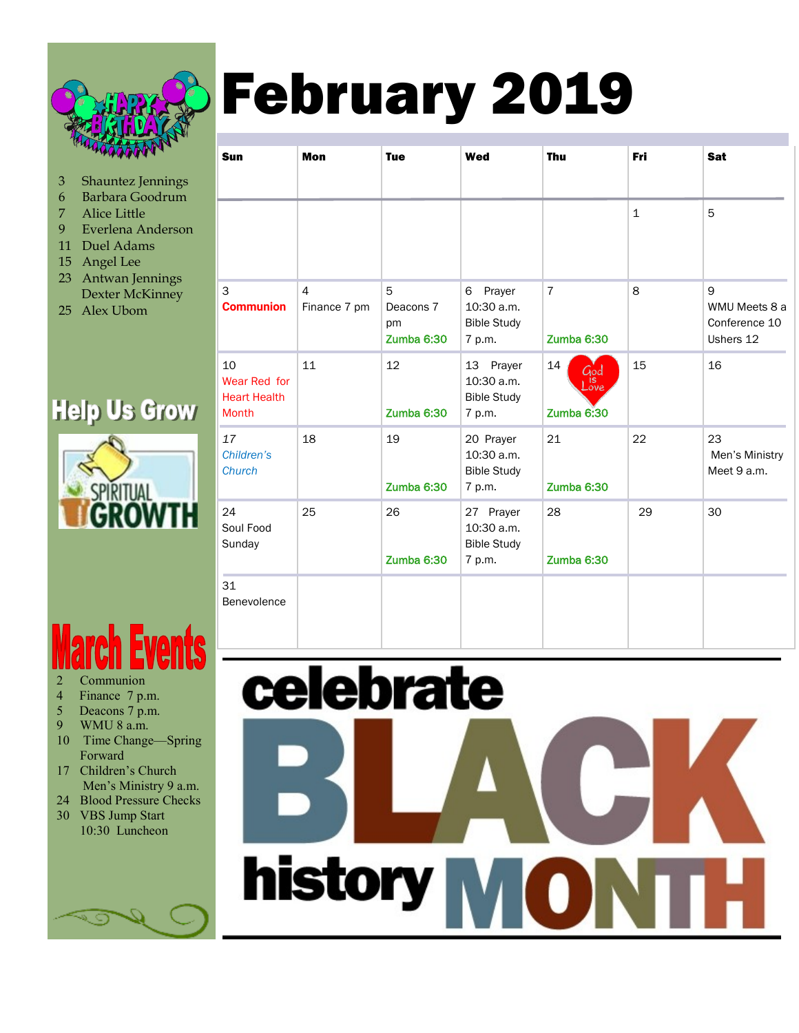# February 2019

**HAPPY BIRTHDAY**

3 Shauntez Jennings
6 Barbara Goodrum
7 Alice Little
9 Everlena Anderson
11 Duel Adams
15 Angel Lee
23 Antwan Jennings
Dexter McKinney
25 Alex Ubom

## Help Us Grow

SPIRITUAL GROWTH

| Sun | Mon | Tue | Wed | Thu | Fri | Sat |
|---|---|---|---|---|---|---|
| | | | | | 1 | 5 |
| 3 **Communion** | 4 Finance 7 pm | 5 Deacons 7 pm Zumba 6:30 | 6 Prayer 10:30 a.m. Bible Study 7 p.m. | 7 Zumba 6:30 | 8 | 9 WMU Meets 8 a Conference 10 Ushers 12 |
| 10 Wear Red for Heart Health Month | 11 | 12 Zumba 6:30 | 13 Prayer 10:30 a.m. Bible Study 7 p.m. | 14 God is Love Zumba 6:30 | 15 | 16 |
| 17 *Children's Church* | 18 | 19 Zumba 6:30 | 20 Prayer 10:30 a.m. Bible Study 7 p.m. | 21 Zumba 6:30 | 22 | 23 Men's Ministry Meet 9 a.m. |
| 24 Soul Food Sunday | 25 | 26 Zumba 6:30 | 27 Prayer 10:30 a.m. Bible Study 7 p.m. | 28 Zumba 6:30 | 29 | 30 |
| 31 Benevolence | | | | | | |

## March Events

2 Communion
4 Finance 7 p.m.
5 Deacons 7 p.m.
9 WMU 8 a.m.
10 Time Change—Spring Forward
17 Children's Church
Men's Ministry 9 a.m.
24 Blood Pressure Checks
30 VBS Jump Start
10:30 Luncheon

celebrate BLACK history MONTH